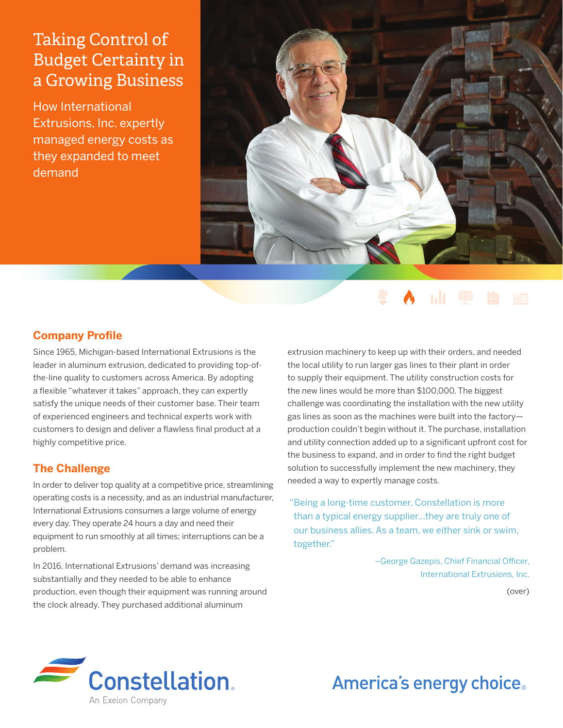# Taking Control of Budget Certainty in a Growing Business

How International Extrusions, Inc. expertly managed energy costs as they expanded to meet demand

## Company Profile

Since 1965, Michigan-based International Extrusions is the leader in aluminum extrusion, dedicated to providing top-of-the-line quality to customers across America. By adopting a flexible "whatever it takes" approach, they can expertly satisfy the unique needs of their customer base. Their team of experienced engineers and technical experts work with customers to design and deliver a flawless final product at a highly competitive price.

## The Challenge

In order to deliver top quality at a competitive price, streamlining operating costs is a necessity, and as an industrial manufacturer, International Extrusions consumes a large volume of energy every day. They operate 24 hours a day and need their equipment to run smoothly at all times; interruptions can be a problem.

In 2016, International Extrusions' demand was increasing substantially and they needed to be able to enhance production, even though their equipment was running around the clock already. They purchased additional aluminum extrusion machinery to keep up with their orders, and needed the local utility to run larger gas lines to their plant in order to supply their equipment. The utility construction costs for the new lines would be more than $100,000. The biggest challenge was coordinating the installation with the new utility gas lines as soon as the machines were built into the factory—production couldn't begin without it. The purchase, installation and utility connection added up to a significant upfront cost for the business to expand, and in order to find the right budget solution to successfully implement the new machinery, they needed a way to expertly manage costs.

> "Being a long-time customer, Constellation is more than a typical energy supplier…they are truly one of our business allies. As a team, we either sink or swim, together."
>
> –George Gazepis, Chief Financial Officer, International Extrusions, Inc.

(over)

Constellation. An Exelon Company

America's energy choice.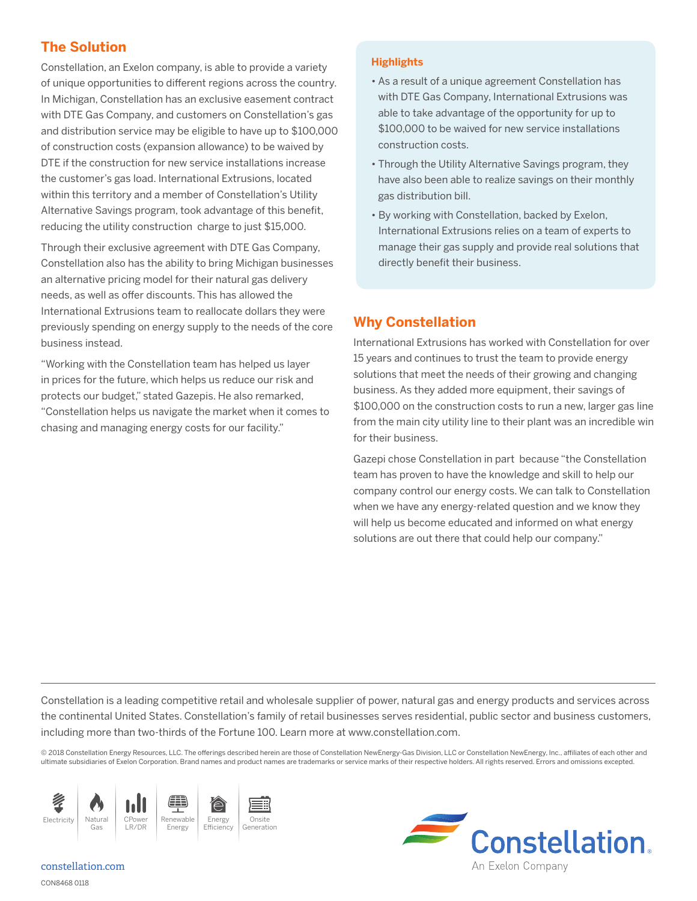## The Solution

Constellation, an Exelon company, is able to provide a variety of unique opportunities to different regions across the country. In Michigan, Constellation has an exclusive easement contract with DTE Gas Company, and customers on Constellation's gas and distribution service may be eligible to have up to $100,000 of construction costs (expansion allowance) to be waived by DTE if the construction for new service installations increase the customer's gas load. International Extrusions, located within this territory and a member of Constellation's Utility Alternative Savings program, took advantage of this benefit, reducing the utility construction charge to just $15,000.

Through their exclusive agreement with DTE Gas Company, Constellation also has the ability to bring Michigan businesses an alternative pricing model for their natural gas delivery needs, as well as offer discounts. This has allowed the International Extrusions team to reallocate dollars they were previously spending on energy supply to the needs of the core business instead.

"Working with the Constellation team has helped us layer in prices for the future, which helps us reduce our risk and protects our budget," stated Gazepis. He also remarked, "Constellation helps us navigate the market when it comes to chasing and managing energy costs for our facility."

### Highlights

- As a result of a unique agreement Constellation has with DTE Gas Company, International Extrusions was able to take advantage of the opportunity for up to $100,000 to be waived for new service installations construction costs.
- Through the Utility Alternative Savings program, they have also been able to realize savings on their monthly gas distribution bill.
- By working with Constellation, backed by Exelon, International Extrusions relies on a team of experts to manage their gas supply and provide real solutions that directly benefit their business.

## Why Constellation

International Extrusions has worked with Constellation for over 15 years and continues to trust the team to provide energy solutions that meet the needs of their growing and changing business. As they added more equipment, their savings of $100,000 on the construction costs to run a new, larger gas line from the main city utility line to their plant was an incredible win for their business.

Gazepi chose Constellation in part because "the Constellation team has proven to have the knowledge and skill to help our company control our energy costs. We can talk to Constellation when we have any energy-related question and we know they will help us become educated and informed on what energy solutions are out there that could help our company."

---

Constellation is a leading competitive retail and wholesale supplier of power, natural gas and energy products and services across the continental United States. Constellation's family of retail businesses serves residential, public sector and business customers, including more than two-thirds of the Fortune 100. Learn more at www.constellation.com.

© 2018 Constellation Energy Resources, LLC. The offerings described herein are those of Constellation NewEnergy-Gas Division, LLC or Constellation NewEnergy, Inc., affiliates of each other and ultimate subsidiaries of Exelon Corporation. Brand names and product names are trademarks or service marks of their respective holders. All rights reserved. Errors and omissions excepted.

Electricity | Natural Gas | CPower LR/DR | Renewable Energy | Energy Efficiency | Onsite Generation

Constellation
An Exelon Company

constellation.com

CON8468 0118